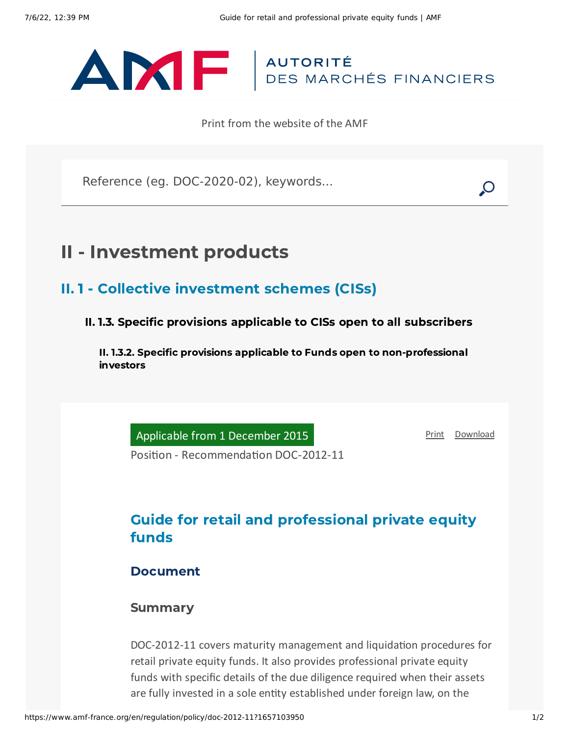AUTORITÉ
DES MARCHÉS FINANCIERS

Print from the website of the AMF

Reference (eg. DOC-2020-02), keywords...

# II - Investment products

## II. 1 - Collective investment schemes (CISs)

### II. 1.3. Specific provisions applicable to CISs open to all subscribers

#### II. 1.3.2. Specific provisions applicable to Funds open to non-professional investors

Applicable from 1 December 2015

Print Download

Position - Recommendation DOC-2012-11

## Guide for retail and professional private equity funds

### Document

#### Summary

DOC-2012-11 covers maturity management and liquidation procedures for retail private equity funds. It also provides professional private equity funds with specific details of the due diligence required when their assets are fully invested in a sole entity established under foreign law, on the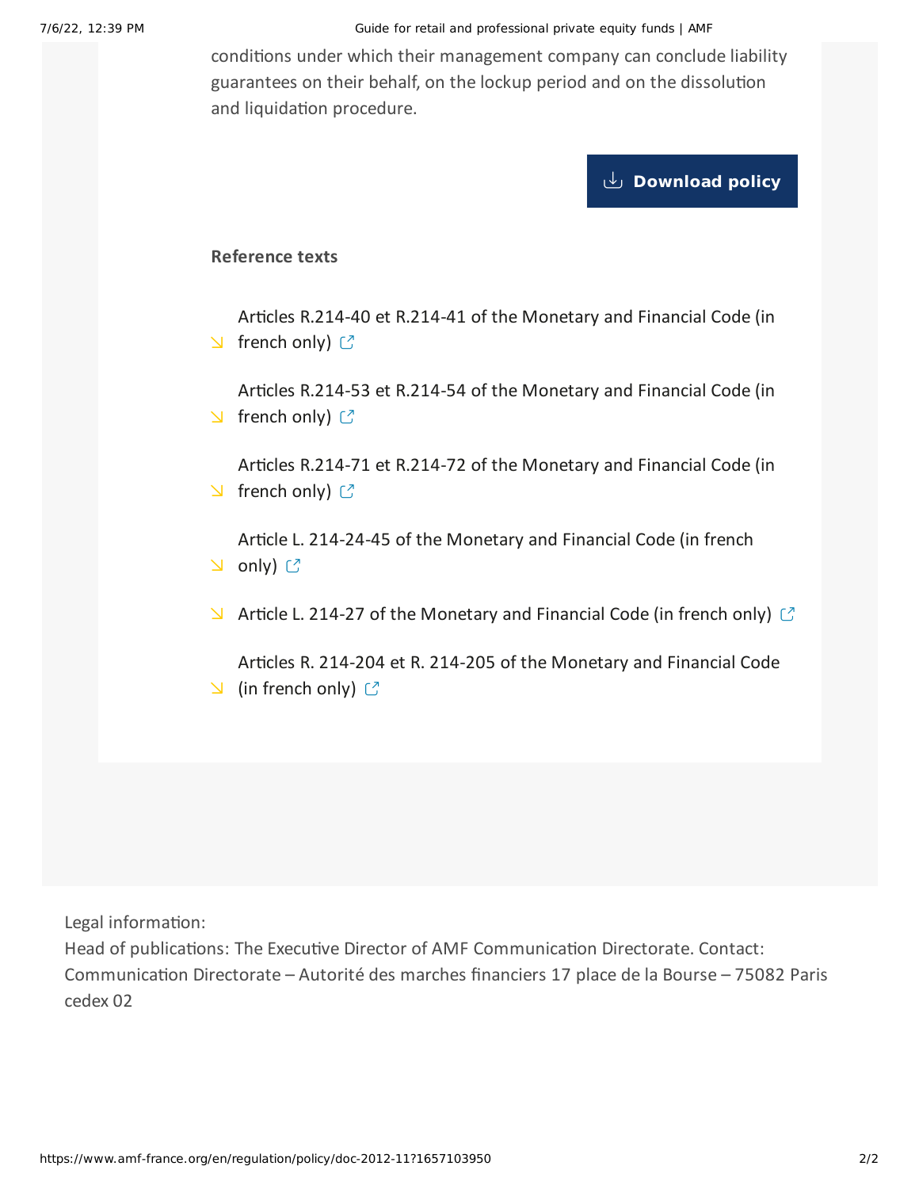conditions under which their management company can conclude liability guarantees on their behalf, on the lockup period and on the dissolution and liquidation procedure.

Download policy

**Reference texts**

- Articles R.214-40 et R.214-41 of the Monetary and Financial Code (in french only)
- Articles R.214-53 et R.214-54 of the Monetary and Financial Code (in french only)
- Articles R.214-71 et R.214-72 of the Monetary and Financial Code (in french only)
- Article L. 214-24-45 of the Monetary and Financial Code (in french only)
- Article L. 214-27 of the Monetary and Financial Code (in french only)
- Articles R. 214-204 et R. 214-205 of the Monetary and Financial Code (in french only)

Legal information:
Head of publications: The Executive Director of AMF Communication Directorate. Contact: Communication Directorate – Autorité des marches financiers 17 place de la Bourse – 75082 Paris cedex 02